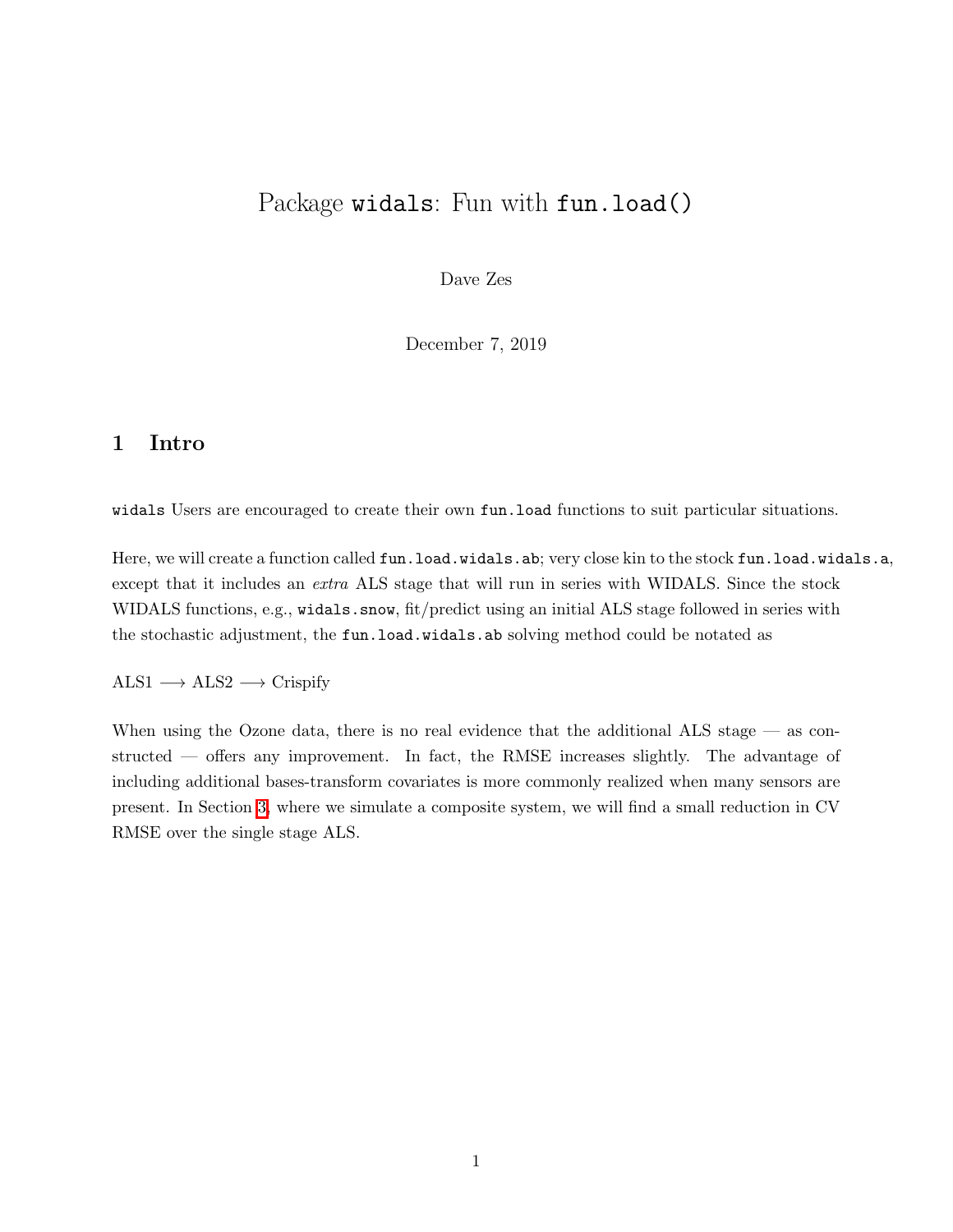# Package `widals`: Fun with `fun.load()`

Dave Zes

December 7, 2019

## 1 Intro

`widals` Users are encouraged to create their own `fun.load` functions to suit particular situations.

Here, we will create a function called `fun.load.widals.ab`; very close kin to the stock `fun.load.widals.a`, except that it includes an *extra* ALS stage that will run in series with WIDALS. Since the stock WIDALS functions, e.g., `widals.snow`, fit/predict using an initial ALS stage followed in series with the stochastic adjustment, the `fun.load.widals.ab` solving method could be notated as

ALS1 $\longrightarrow$ ALS2 $\longrightarrow$ Crispify

When using the Ozone data, there is no real evidence that the additional ALS stage — as constructed — offers any improvement. In fact, the RMSE increases slightly. The advantage of including additional bases-transform covariates is more commonly realized when many sensors are present. In Section 3, where we simulate a composite system, we will find a small reduction in CV RMSE over the single stage ALS.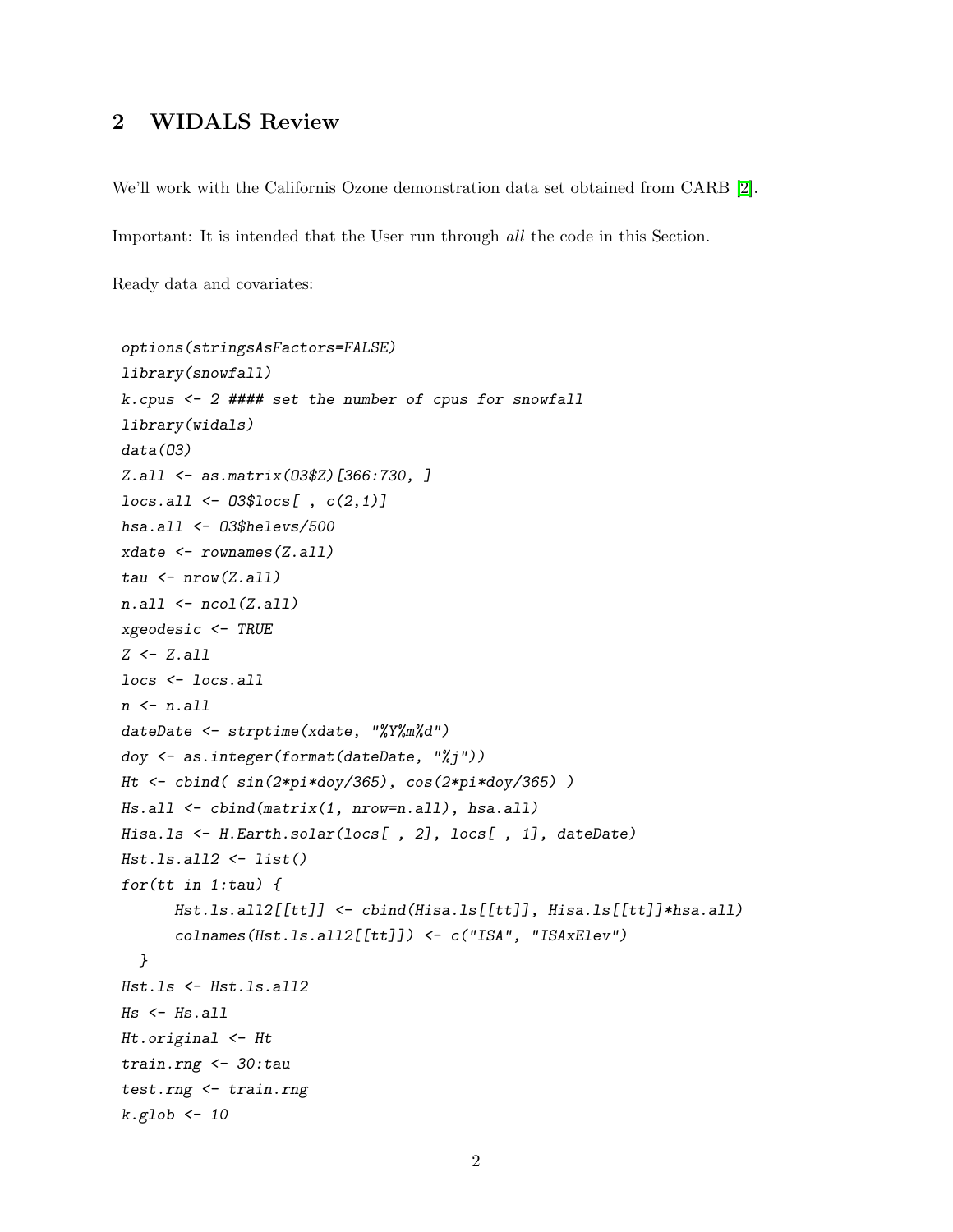## 2 WIDALS Review

We'll work with the Californis Ozone demonstration data set obtained from CARB [2].

Important: It is intended that the User run through *all* the code in this Section.

Ready data and covariates:

```
options(stringsAsFactors=FALSE)
library(snowfall)
k.cpus <- 2 #### set the number of cpus for snowfall
library(widals)
data(O3)
Z.all <- as.matrix(O3$Z)[366:730, ]
locs.all <- O3$locs[ , c(2,1)]
hsa.all <- O3$helevs/500
xdate <- rownames(Z.all)
tau <- nrow(Z.all)
n.all <- ncol(Z.all)
xgeodesic <- TRUE
Z <- Z.all
locs <- locs.all
n <- n.all
dateDate <- strptime(xdate, "%Y%m%d")
doy <- as.integer(format(dateDate, "%j"))
Ht <- cbind( sin(2*pi*doy/365), cos(2*pi*doy/365) )
Hs.all <- cbind(matrix(1, nrow=n.all), hsa.all)
Hisa.ls <- H.Earth.solar(locs[ , 2], locs[ , 1], dateDate)
Hst.ls.all2 <- list()
for(tt in 1:tau) {
      Hst.ls.all2[[tt]] <- cbind(Hisa.ls[[tt]], Hisa.ls[[tt]]*hsa.all)
      colnames(Hst.ls.all2[[tt]]) <- c("ISA", "ISAxElev")
  }
Hst.ls <- Hst.ls.all2
Hs <- Hs.all
Ht.original <- Ht
train.rng <- 30:tau
test.rng <- train.rng
k.glob <- 10
```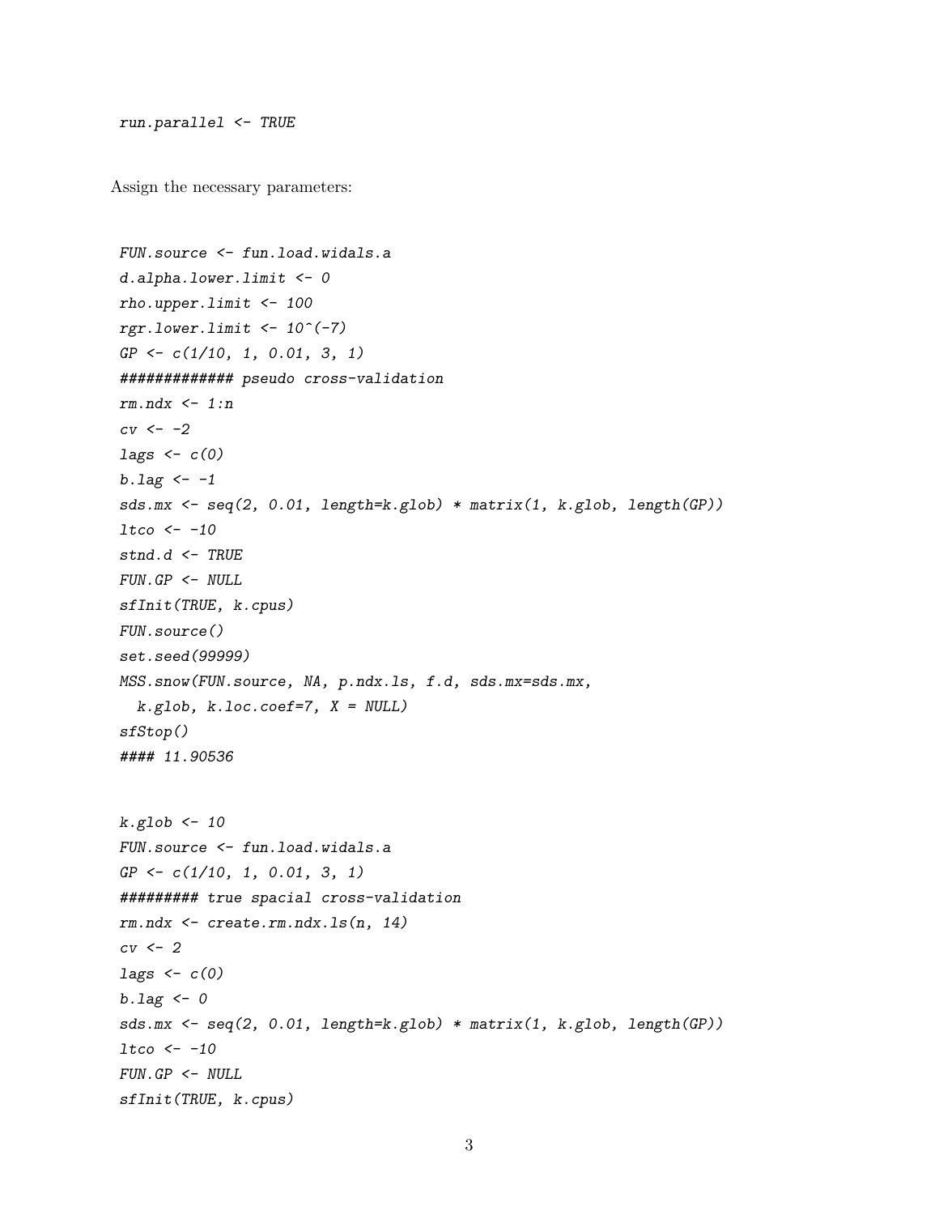```
run.parallel <- TRUE
```

Assign the necessary parameters:

```
FUN.source <- fun.load.widals.a
d.alpha.lower.limit <- 0
rho.upper.limit <- 100
rgr.lower.limit <- 10^(-7)
GP <- c(1/10, 1, 0.01, 3, 1)
############# pseudo cross-validation
rm.ndx <- 1:n
cv <- -2
lags <- c(0)
b.lag <- -1
sds.mx <- seq(2, 0.01, length=k.glob) * matrix(1, k.glob, length(GP))
ltco <- -10
stnd.d <- TRUE
FUN.GP <- NULL
sfInit(TRUE, k.cpus)
FUN.source()
set.seed(99999)
MSS.snow(FUN.source, NA, p.ndx.ls, f.d, sds.mx=sds.mx,
  k.glob, k.loc.coef=7, X = NULL)
sfStop()
#### 11.90536


k.glob <- 10
FUN.source <- fun.load.widals.a
GP <- c(1/10, 1, 0.01, 3, 1)
######### true spacial cross-validation
rm.ndx <- create.rm.ndx.ls(n, 14)
cv <- 2
lags <- c(0)
b.lag <- 0
sds.mx <- seq(2, 0.01, length=k.glob) * matrix(1, k.glob, length(GP))
ltco <- -10
FUN.GP <- NULL
sfInit(TRUE, k.cpus)
```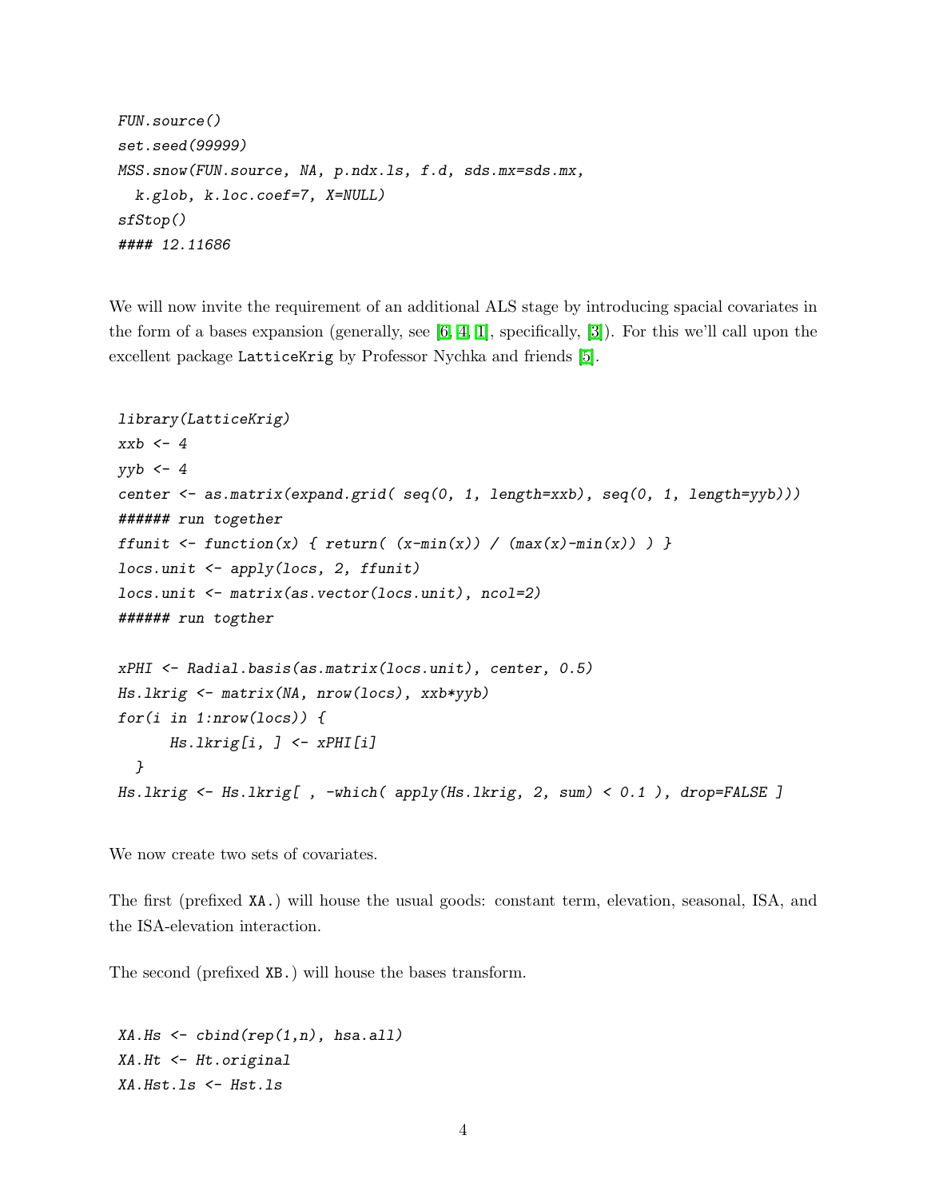```
FUN.source()
set.seed(99999)
MSS.snow(FUN.source, NA, p.ndx.ls, f.d, sds.mx=sds.mx,
  k.glob, k.loc.coef=7, X=NULL)
sfStop()
#### 12.11686
```

We will now invite the requirement of an additional ALS stage by introducing spacial covariates in the form of a bases expansion (generally, see [6, 4, 1], specifically, [3]). For this we'll call upon the excellent package LatticeKrig by Professor Nychka and friends [5].

```
library(LatticeKrig)
xxb <- 4
yyb <- 4
center <- as.matrix(expand.grid( seq(0, 1, length=xxb), seq(0, 1, length=yyb)))
###### run together
ffunit <- function(x) { return( (x-min(x)) / (max(x)-min(x)) ) }
locs.unit <- apply(locs, 2, ffunit)
locs.unit <- matrix(as.vector(locs.unit), ncol=2)
###### run togther

xPHI <- Radial.basis(as.matrix(locs.unit), center, 0.5)
Hs.lkrig <- matrix(NA, nrow(locs), xxb*yyb)
for(i in 1:nrow(locs)) {
      Hs.lkrig[i, ] <- xPHI[i]
  }
Hs.lkrig <- Hs.lkrig[ , -which( apply(Hs.lkrig, 2, sum) < 0.1 ), drop=FALSE ]
```

We now create two sets of covariates.

The first (prefixed XA.) will house the usual goods: constant term, elevation, seasonal, ISA, and the ISA-elevation interaction.

The second (prefixed XB.) will house the bases transform.

```
XA.Hs <- cbind(rep(1,n), hsa.all)
XA.Ht <- Ht.original
XA.Hst.ls <- Hst.ls
```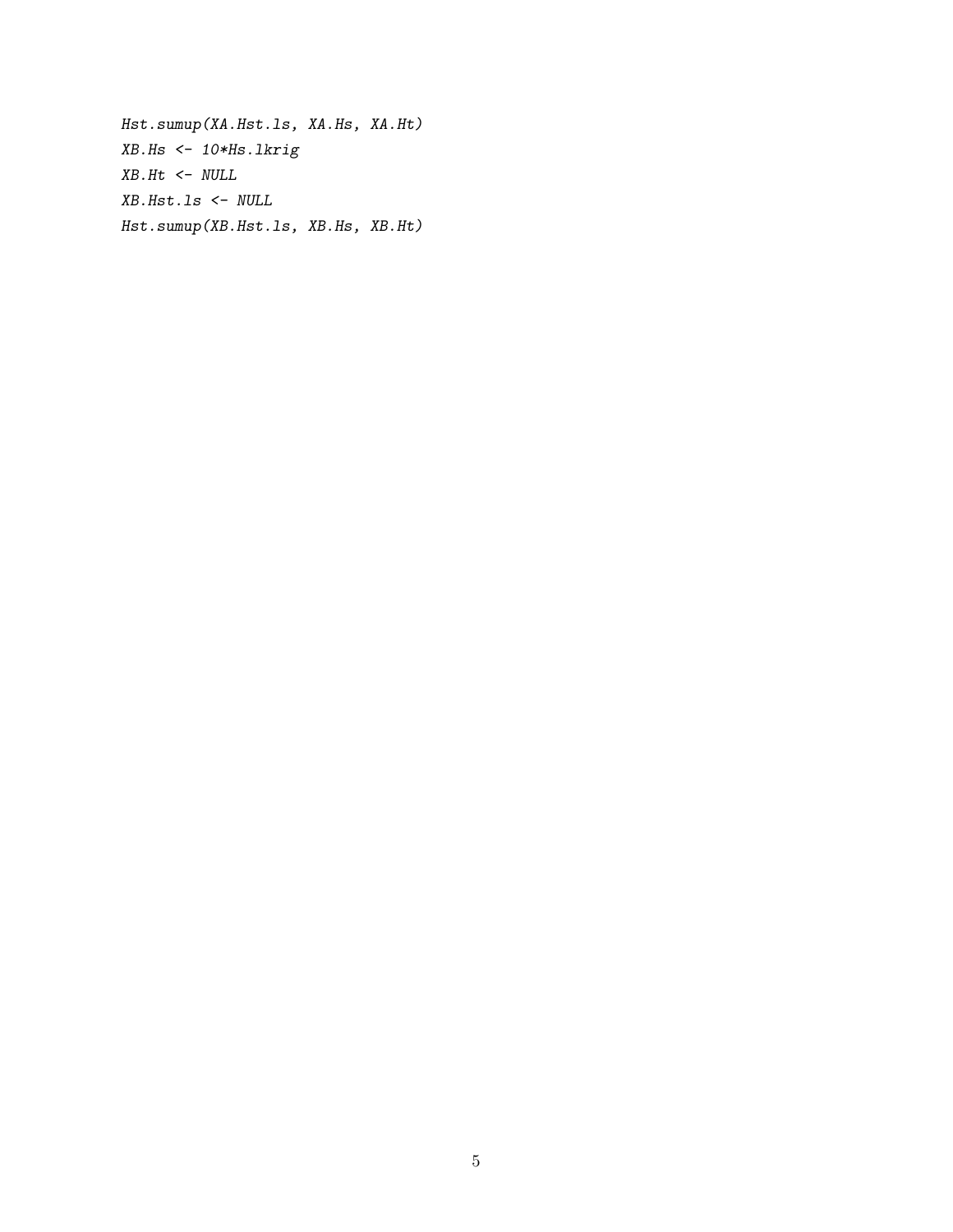```
Hst.sumup(XA.Hst.ls, XA.Hs, XA.Ht)
XB.Hs <- 10*Hs.lkrig
XB.Ht <- NULL
XB.Hst.ls <- NULL
Hst.sumup(XB.Hst.ls, XB.Hs, XB.Ht)
```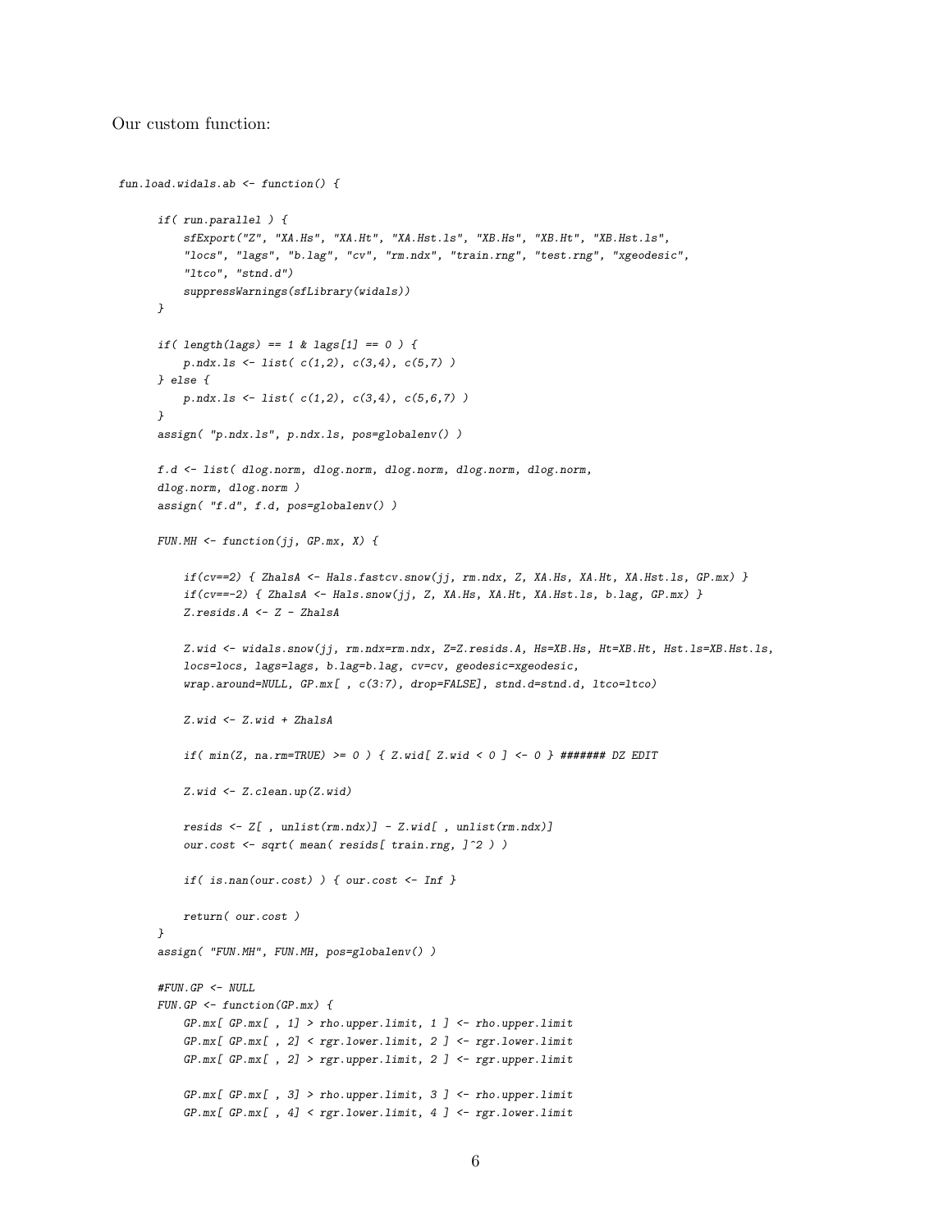Our custom function:

```
fun.load.widals.ab <- function() {

    if( run.parallel ) {
        sfExport("Z", "XA.Hs", "XA.Ht", "XA.Hst.ls", "XB.Hs", "XB.Ht", "XB.Hst.ls",
        "locs", "lags", "b.lag", "cv", "rm.ndx", "train.rng", "test.rng", "xgeodesic",
        "ltco", "stnd.d")
        suppressWarnings(sfLibrary(widals))
    }

    if( length(lags) == 1 & lags[1] == 0 ) {
        p.ndx.ls <- list( c(1,2), c(3,4), c(5,7) )
    } else {
        p.ndx.ls <- list( c(1,2), c(3,4), c(5,6,7) )
    }
    assign( "p.ndx.ls", p.ndx.ls, pos=globalenv() )

    f.d <- list( dlog.norm, dlog.norm, dlog.norm, dlog.norm, dlog.norm,
    dlog.norm, dlog.norm )
    assign( "f.d", f.d, pos=globalenv() )

    FUN.MH <- function(jj, GP.mx, X) {

        if(cv==2) { ZhalsA <- Hals.fastcv.snow(jj, rm.ndx, Z, XA.Hs, XA.Ht, XA.Hst.ls, GP.mx) }
        if(cv==-2) { ZhalsA <- Hals.snow(jj, Z, XA.Hs, XA.Ht, XA.Hst.ls, b.lag, GP.mx) }
        Z.resids.A <- Z - ZhalsA

        Z.wid <- widals.snow(jj, rm.ndx=rm.ndx, Z=Z.resids.A, Hs=XB.Hs, Ht=XB.Ht, Hst.ls=XB.Hst.ls,
        locs=locs, lags=lags, b.lag=b.lag, cv=cv, geodesic=xgeodesic,
        wrap.around=NULL, GP.mx[ , c(3:7), drop=FALSE], stnd.d=stnd.d, ltco=ltco)

        Z.wid <- Z.wid + ZhalsA

        if( min(Z, na.rm=TRUE) >= 0 ) { Z.wid[ Z.wid < 0 ] <- 0 } ####### DZ EDIT

        Z.wid <- Z.clean.up(Z.wid)

        resids <- Z[ , unlist(rm.ndx)] - Z.wid[ , unlist(rm.ndx)]
        our.cost <- sqrt( mean( resids[ train.rng, ]^2 ) )

        if( is.nan(our.cost) ) { our.cost <- Inf }

        return( our.cost )
    }
    assign( "FUN.MH", FUN.MH, pos=globalenv() )

    #FUN.GP <- NULL
    FUN.GP <- function(GP.mx) {
        GP.mx[ GP.mx[ , 1] > rho.upper.limit, 1 ] <- rho.upper.limit
        GP.mx[ GP.mx[ , 2] < rgr.lower.limit, 2 ] <- rgr.lower.limit
        GP.mx[ GP.mx[ , 2] > rgr.upper.limit, 2 ] <- rgr.upper.limit

        GP.mx[ GP.mx[ , 3] > rho.upper.limit, 3 ] <- rho.upper.limit
        GP.mx[ GP.mx[ , 4] < rgr.lower.limit, 4 ] <- rgr.lower.limit
```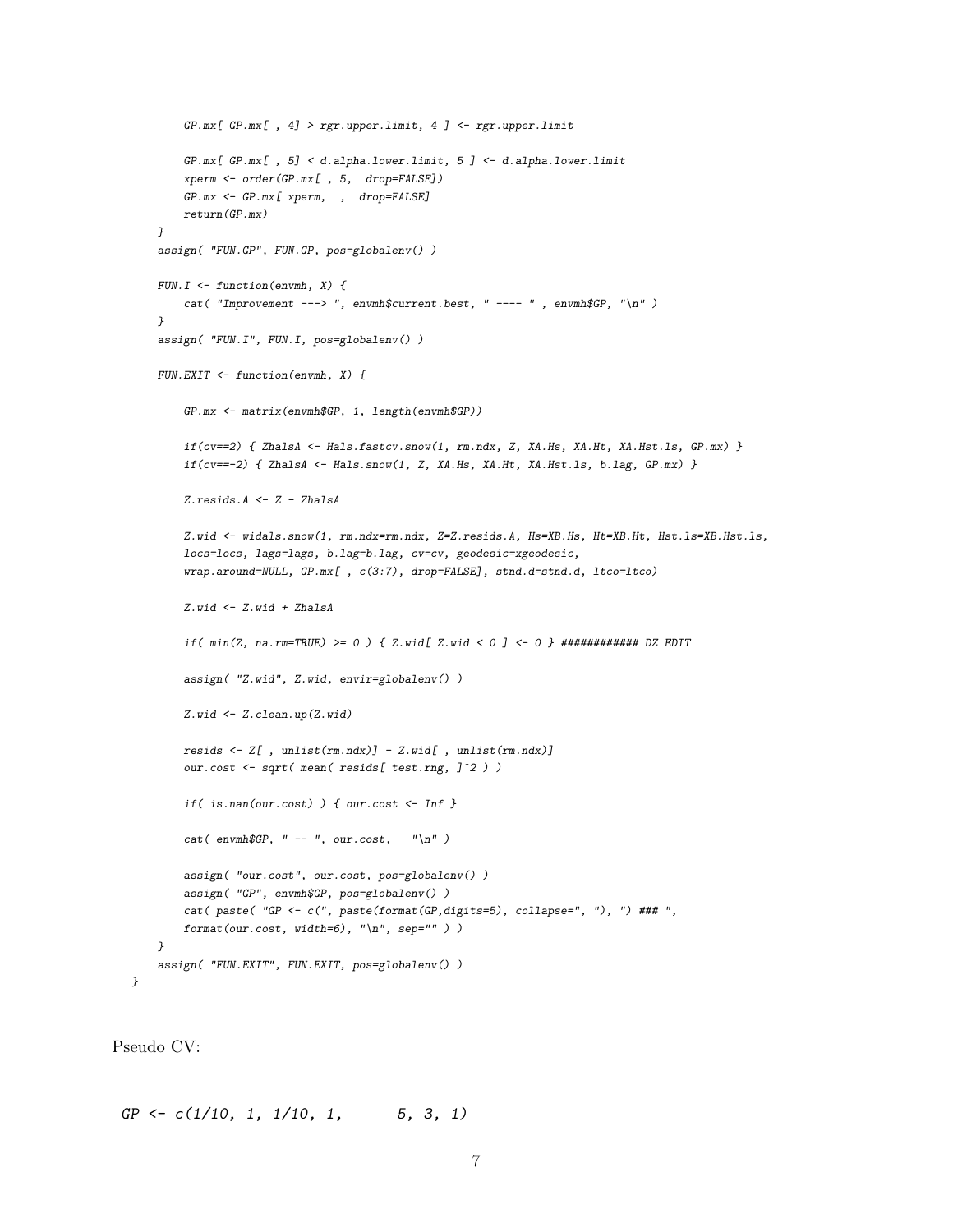```
        GP.mx[ GP.mx[ , 4] > rgr.upper.limit, 4 ] <- rgr.upper.limit

        GP.mx[ GP.mx[ , 5] < d.alpha.lower.limit, 5 ] <- d.alpha.lower.limit
        xperm <- order(GP.mx[ , 5,  drop=FALSE])
        GP.mx <- GP.mx[ xperm,  ,  drop=FALSE]
        return(GP.mx)
    }
    assign( "FUN.GP", FUN.GP, pos=globalenv() )

    FUN.I <- function(envmh, X) {
        cat( "Improvement ---> ", envmh$current.best, " ---- " , envmh$GP, "\n" )
    }
    assign( "FUN.I", FUN.I, pos=globalenv() )

    FUN.EXIT <- function(envmh, X) {

        GP.mx <- matrix(envmh$GP, 1, length(envmh$GP))

        if(cv==2) { ZhalsA <- Hals.fastcv.snow(1, rm.ndx, Z, XA.Hs, XA.Ht, XA.Hst.ls, GP.mx) }
        if(cv==-2) { ZhalsA <- Hals.snow(1, Z, XA.Hs, XA.Ht, XA.Hst.ls, b.lag, GP.mx) }

        Z.resids.A <- Z - ZhalsA

        Z.wid <- widals.snow(1, rm.ndx=rm.ndx, Z=Z.resids.A, Hs=XB.Hs, Ht=XB.Ht, Hst.ls=XB.Hst.ls,
        locs=locs, lags=lags, b.lag=b.lag, cv=cv, geodesic=xgeodesic,
        wrap.around=NULL, GP.mx[ , c(3:7), drop=FALSE], stnd.d=stnd.d, ltco=ltco)

        Z.wid <- Z.wid + ZhalsA

        if( min(Z, na.rm=TRUE) >= 0 ) { Z.wid[ Z.wid < 0 ] <- 0 } ############ DZ EDIT

        assign( "Z.wid", Z.wid, envir=globalenv() )

        Z.wid <- Z.clean.up(Z.wid)

        resids <- Z[ , unlist(rm.ndx)] - Z.wid[ , unlist(rm.ndx)]
        our.cost <- sqrt( mean( resids[ test.rng, ]^2 ) )

        if( is.nan(our.cost) ) { our.cost <- Inf }

        cat( envmh$GP, " -- ", our.cost,   "\n" )

        assign( "our.cost", our.cost, pos=globalenv() )
        assign( "GP", envmh$GP, pos=globalenv() )
        cat( paste( "GP <- c(", paste(format(GP,digits=5), collapse=", "), ") ### ",
        format(our.cost, width=6), "\n", sep="" ) )
    }
    assign( "FUN.EXIT", FUN.EXIT, pos=globalenv() )
}
```

Pseudo CV:

```
GP <- c(1/10, 1, 1/10, 1,       5, 3, 1)
```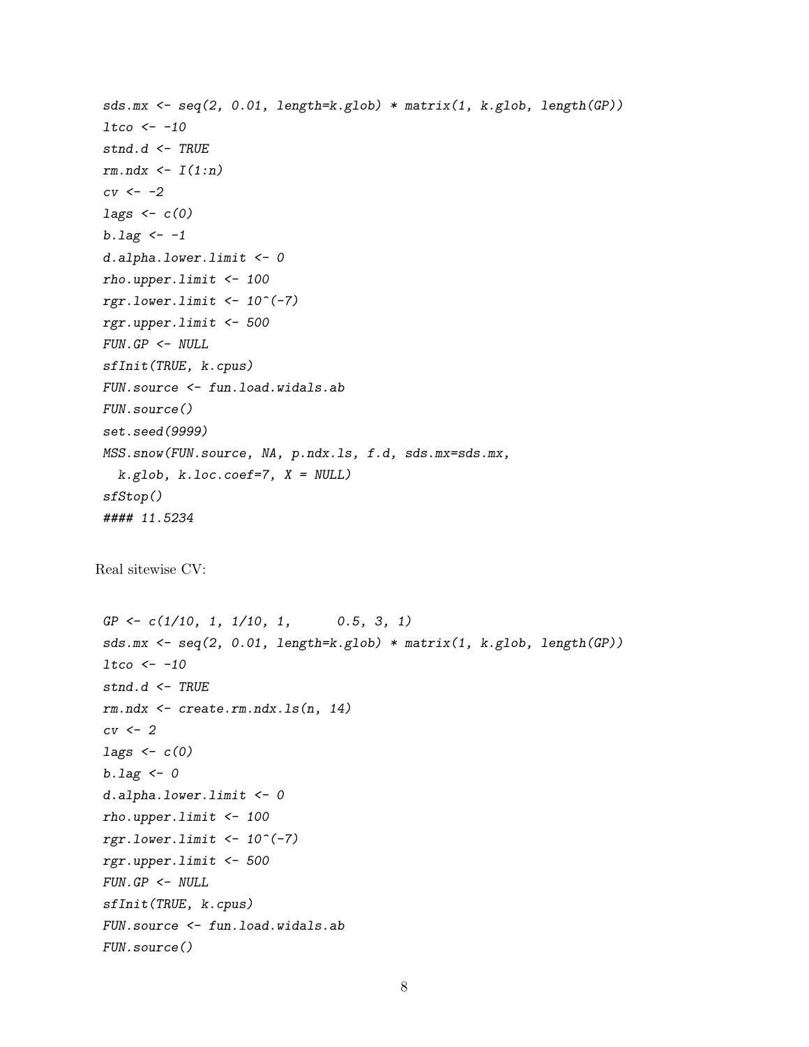```
sds.mx <- seq(2, 0.01, length=k.glob) * matrix(1, k.glob, length(GP))
ltco <- -10
stnd.d <- TRUE
rm.ndx <- I(1:n)
cv <- -2
lags <- c(0)
b.lag <- -1
d.alpha.lower.limit <- 0
rho.upper.limit <- 100
rgr.lower.limit <- 10^(-7)
rgr.upper.limit <- 500
FUN.GP <- NULL
sfInit(TRUE, k.cpus)
FUN.source <- fun.load.widals.ab
FUN.source()
set.seed(9999)
MSS.snow(FUN.source, NA, p.ndx.ls, f.d, sds.mx=sds.mx,
  k.glob, k.loc.coef=7, X = NULL)
sfStop()
#### 11.5234
```

Real sitewise CV:

```
GP <- c(1/10, 1, 1/10, 1,      0.5, 3, 1)
sds.mx <- seq(2, 0.01, length=k.glob) * matrix(1, k.glob, length(GP))
ltco <- -10
stnd.d <- TRUE
rm.ndx <- create.rm.ndx.ls(n, 14)
cv <- 2
lags <- c(0)
b.lag <- 0
d.alpha.lower.limit <- 0
rho.upper.limit <- 100
rgr.lower.limit <- 10^(-7)
rgr.upper.limit <- 500
FUN.GP <- NULL
sfInit(TRUE, k.cpus)
FUN.source <- fun.load.widals.ab
FUN.source()
```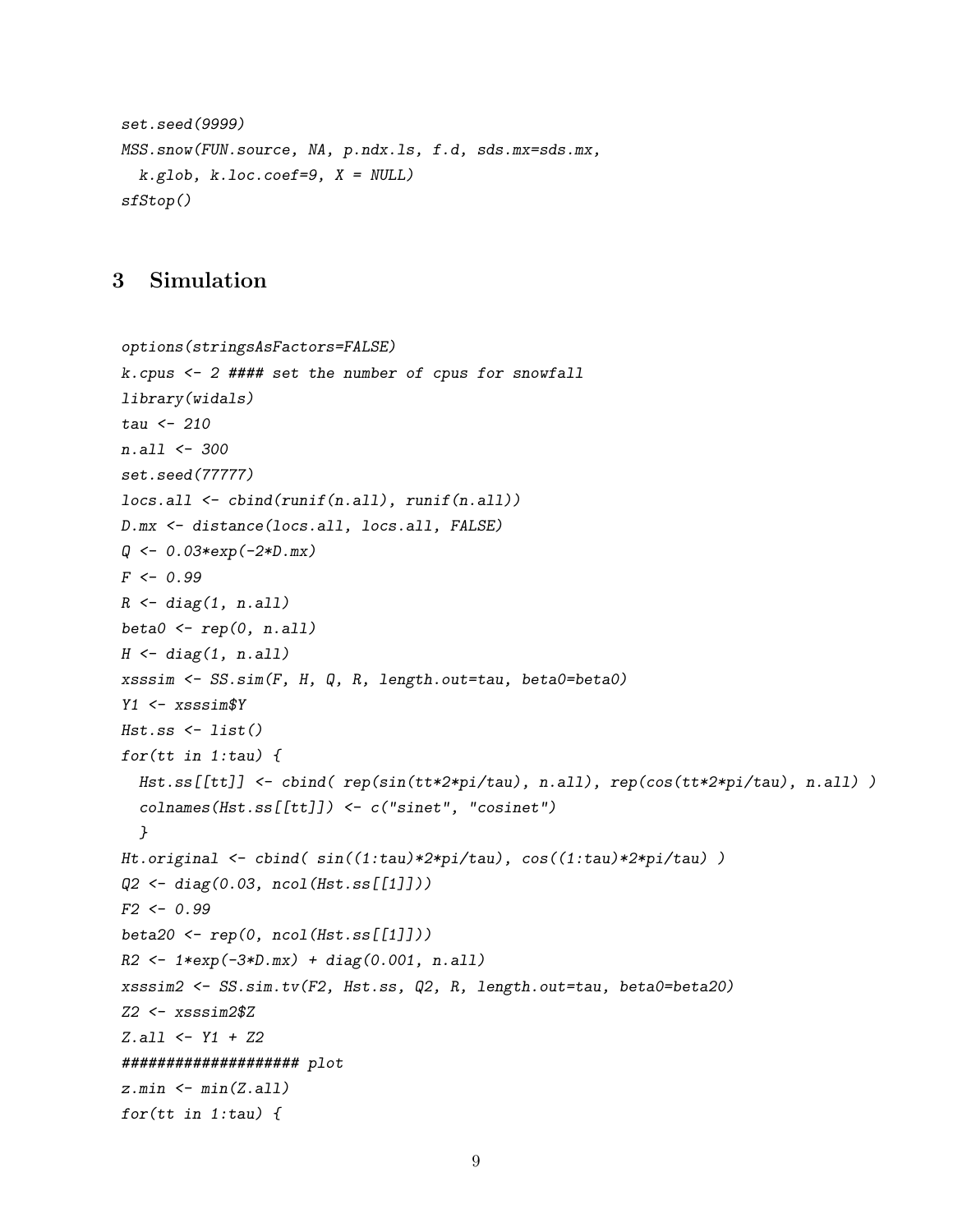```
set.seed(9999)
MSS.snow(FUN.source, NA, p.ndx.ls, f.d, sds.mx=sds.mx,
  k.glob, k.loc.coef=9, X = NULL)
sfStop()
```

## 3 Simulation

```
options(stringsAsFactors=FALSE)
k.cpus <- 2 #### set the number of cpus for snowfall
library(widals)
tau <- 210
n.all <- 300
set.seed(77777)
locs.all <- cbind(runif(n.all), runif(n.all))
D.mx <- distance(locs.all, locs.all, FALSE)
Q <- 0.03*exp(-2*D.mx)
F <- 0.99
R <- diag(1, n.all)
beta0 <- rep(0, n.all)
H <- diag(1, n.all)
xsssim <- SS.sim(F, H, Q, R, length.out=tau, beta0=beta0)
Y1 <- xsssim$Y
Hst.ss <- list()
for(tt in 1:tau) {
  Hst.ss[[tt]] <- cbind( rep(sin(tt*2*pi/tau), n.all), rep(cos(tt*2*pi/tau), n.all) )
  colnames(Hst.ss[[tt]]) <- c("sinet", "cosinet")
  }
Ht.original <- cbind( sin((1:tau)*2*pi/tau), cos((1:tau)*2*pi/tau) )
Q2 <- diag(0.03, ncol(Hst.ss[[1]]))
F2 <- 0.99
beta20 <- rep(0, ncol(Hst.ss[[1]]))
R2 <- 1*exp(-3*D.mx) + diag(0.001, n.all)
xsssim2 <- SS.sim.tv(F2, Hst.ss, Q2, R, length.out=tau, beta0=beta20)
Z2 <- xsssim2$Z
Z.all <- Y1 + Z2
#################### plot
z.min <- min(Z.all)
for(tt in 1:tau) {
```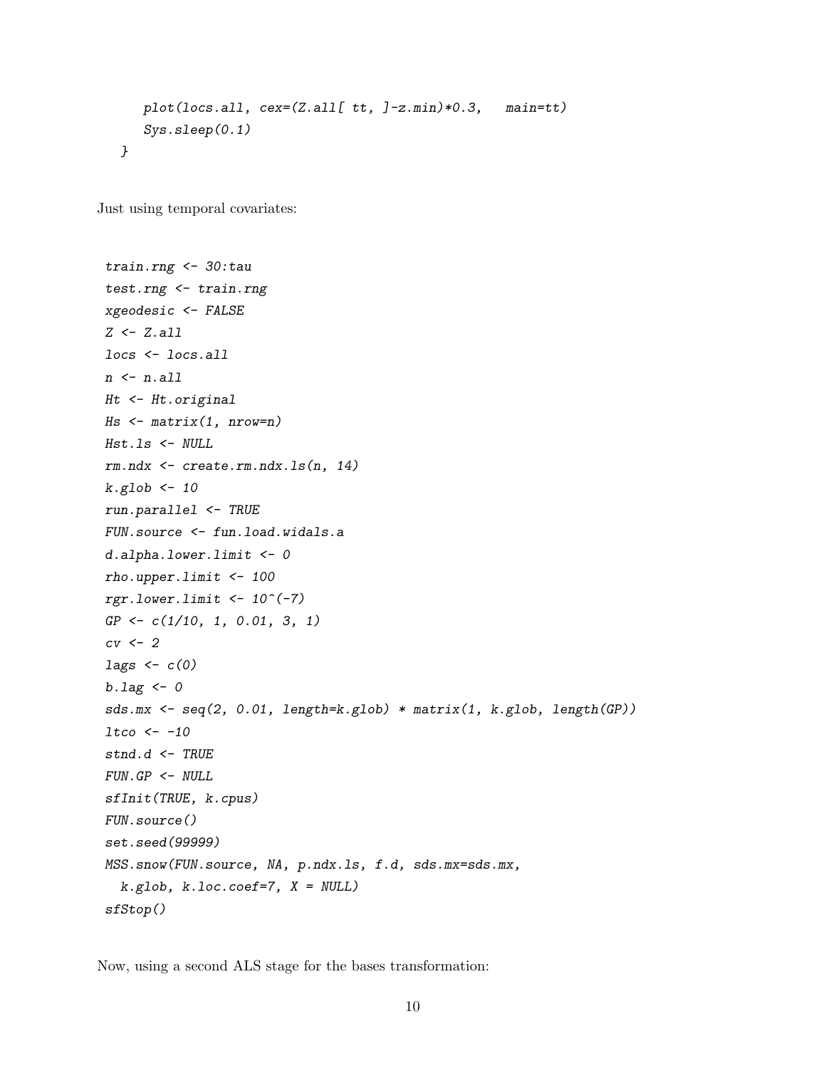```
    plot(locs.all, cex=(Z.all[ tt, ]-z.min)*0.3,   main=tt)
    Sys.sleep(0.1)
  }
```

Just using temporal covariates:

```
train.rng <- 30:tau
test.rng <- train.rng
xgeodesic <- FALSE
Z <- Z.all
locs <- locs.all
n <- n.all
Ht <- Ht.original
Hs <- matrix(1, nrow=n)
Hst.ls <- NULL
rm.ndx <- create.rm.ndx.ls(n, 14)
k.glob <- 10
run.parallel <- TRUE
FUN.source <- fun.load.widals.a
d.alpha.lower.limit <- 0
rho.upper.limit <- 100
rgr.lower.limit <- 10^(-7)
GP <- c(1/10, 1, 0.01, 3, 1)
cv <- 2
lags <- c(0)
b.lag <- 0
sds.mx <- seq(2, 0.01, length=k.glob) * matrix(1, k.glob, length(GP))
ltco <- -10
stnd.d <- TRUE
FUN.GP <- NULL
sfInit(TRUE, k.cpus)
FUN.source()
set.seed(99999)
MSS.snow(FUN.source, NA, p.ndx.ls, f.d, sds.mx=sds.mx,
  k.glob, k.loc.coef=7, X = NULL)
sfStop()
```

Now, using a second ALS stage for the bases transformation: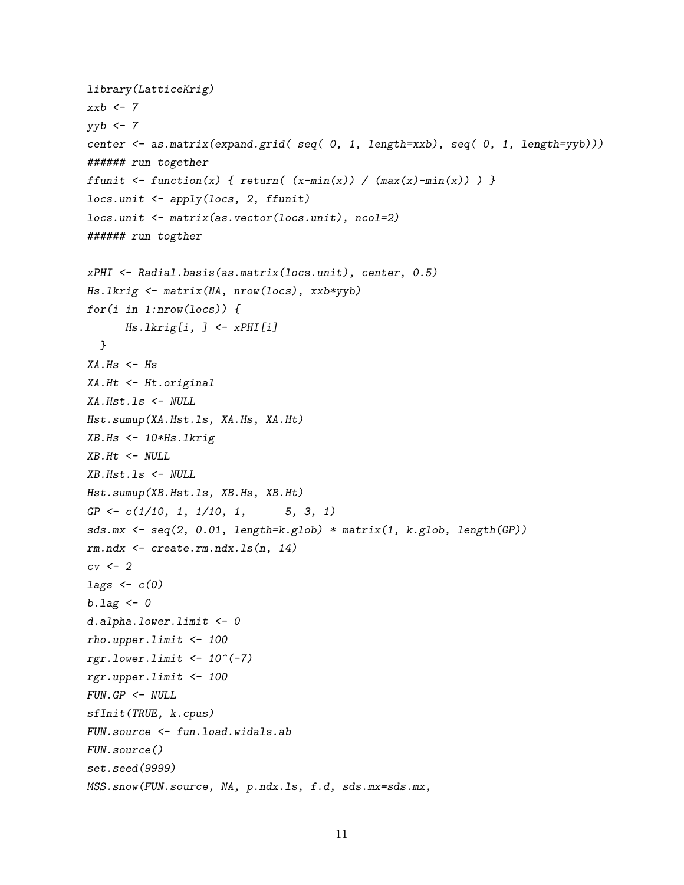```
library(LatticeKrig)
xxb <- 7
yyb <- 7
center <- as.matrix(expand.grid( seq( 0, 1, length=xxb), seq( 0, 1, length=yyb)))
###### run together
ffunit <- function(x) { return( (x-min(x)) / (max(x)-min(x)) ) }
locs.unit <- apply(locs, 2, ffunit)
locs.unit <- matrix(as.vector(locs.unit), ncol=2)
###### run togther

xPHI <- Radial.basis(as.matrix(locs.unit), center, 0.5)
Hs.lkrig <- matrix(NA, nrow(locs), xxb*yyb)
for(i in 1:nrow(locs)) {
      Hs.lkrig[i, ] <- xPHI[i]
  }
XA.Hs <- Hs
XA.Ht <- Ht.original
XA.Hst.ls <- NULL
Hst.sumup(XA.Hst.ls, XA.Hs, XA.Ht)
XB.Hs <- 10*Hs.lkrig
XB.Ht <- NULL
XB.Hst.ls <- NULL
Hst.sumup(XB.Hst.ls, XB.Hs, XB.Ht)
GP <- c(1/10, 1, 1/10, 1,      5, 3, 1)
sds.mx <- seq(2, 0.01, length=k.glob) * matrix(1, k.glob, length(GP))
rm.ndx <- create.rm.ndx.ls(n, 14)
cv <- 2
lags <- c(0)
b.lag <- 0
d.alpha.lower.limit <- 0
rho.upper.limit <- 100
rgr.lower.limit <- 10^(-7)
rgr.upper.limit <- 100
FUN.GP <- NULL
sfInit(TRUE, k.cpus)
FUN.source <- fun.load.widals.ab
FUN.source()
set.seed(9999)
MSS.snow(FUN.source, NA, p.ndx.ls, f.d, sds.mx=sds.mx,
```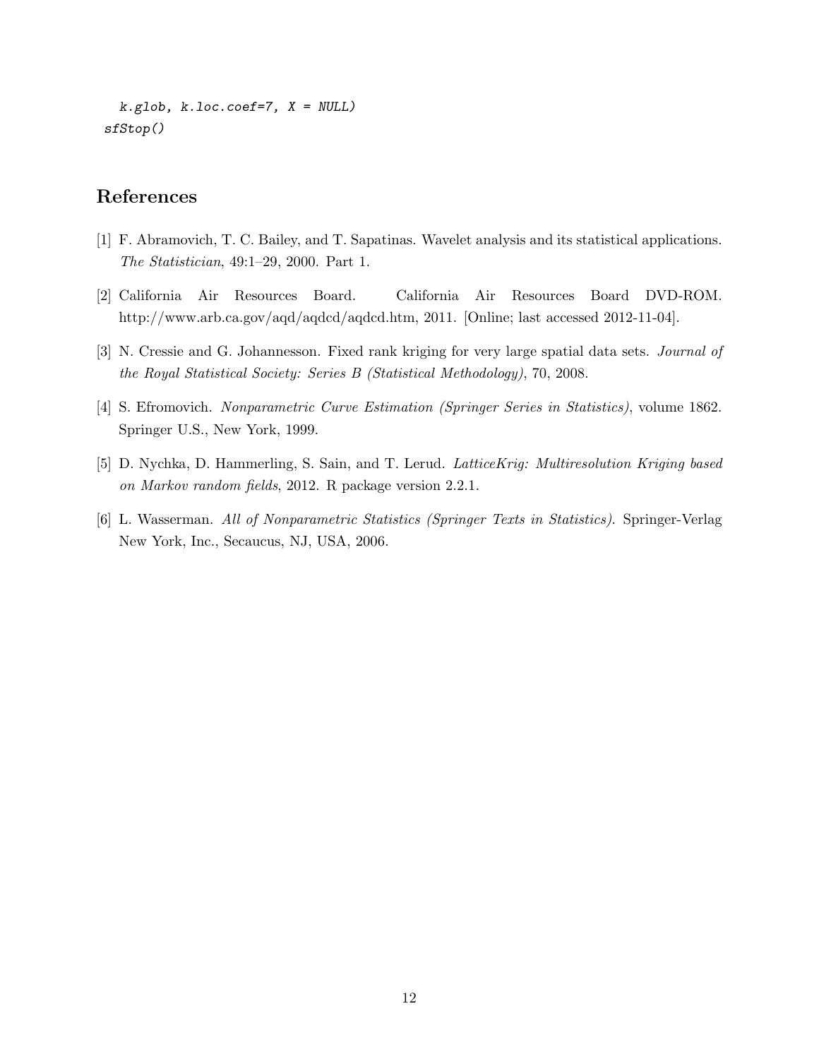```
  k.glob, k.loc.coef=7, X = NULL)
sfStop()
```

## References

[1] F. Abramovich, T. C. Bailey, and T. Sapatinas. Wavelet analysis and its statistical applications. *The Statistician*, 49:1–29, 2000. Part 1.

[2] California Air Resources Board. California Air Resources Board DVD-ROM. http://www.arb.ca.gov/aqd/aqdcd/aqdcd.htm, 2011. [Online; last accessed 2012-11-04].

[3] N. Cressie and G. Johannesson. Fixed rank kriging for very large spatial data sets. *Journal of the Royal Statistical Society: Series B (Statistical Methodology)*, 70, 2008.

[4] S. Efromovich. *Nonparametric Curve Estimation (Springer Series in Statistics)*, volume 1862. Springer U.S., New York, 1999.

[5] D. Nychka, D. Hammerling, S. Sain, and T. Lerud. *LatticeKrig: Multiresolution Kriging based on Markov random fields*, 2012. R package version 2.2.1.

[6] L. Wasserman. *All of Nonparametric Statistics (Springer Texts in Statistics)*. Springer-Verlag New York, Inc., Secaucus, NJ, USA, 2006.